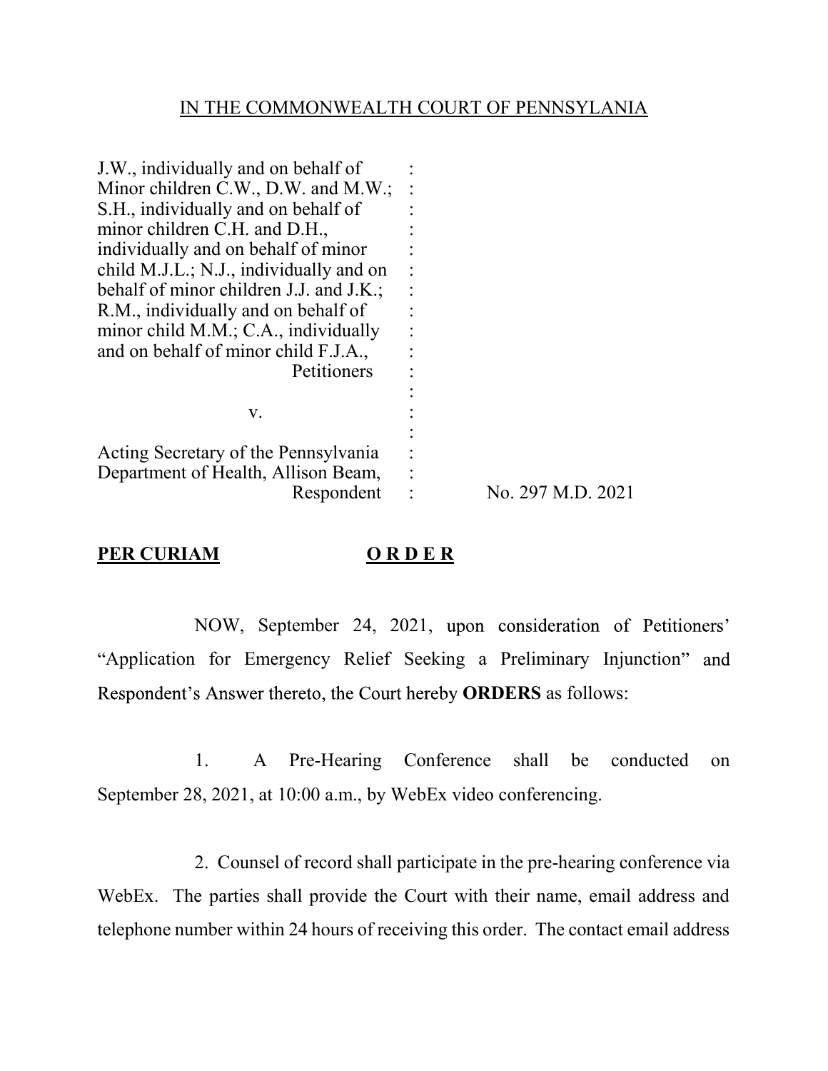IN THE COMMONWEALTH COURT OF PENNSYLANIA

J.W., individually and on behalf of Minor children C.W., D.W. and M.W.; S.H., individually and on behalf of minor children C.H. and D.H., individually and on behalf of minor child M.J.L.; N.J., individually and on behalf of minor children J.J. and J.K.; R.M., individually and on behalf of minor child M.M.; C.A., individually and on behalf of minor child F.J.A.,
Petitioners

v.

Acting Secretary of the Pennsylvania Department of Health, Allison Beam,
Respondent

No. 297 M.D. 2021

**PER CURIAM** **O R D E R**

NOW, September 24, 2021, upon consideration of Petitioners' "Application for Emergency Relief Seeking a Preliminary Injunction" and Respondent's Answer thereto, the Court hereby **ORDERS** as follows:

1. A Pre-Hearing Conference shall be conducted on September 28, 2021, at 10:00 a.m., by WebEx video conferencing.

2. Counsel of record shall participate in the pre-hearing conference via WebEx. The parties shall provide the Court with their name, email address and telephone number within 24 hours of receiving this order. The contact email address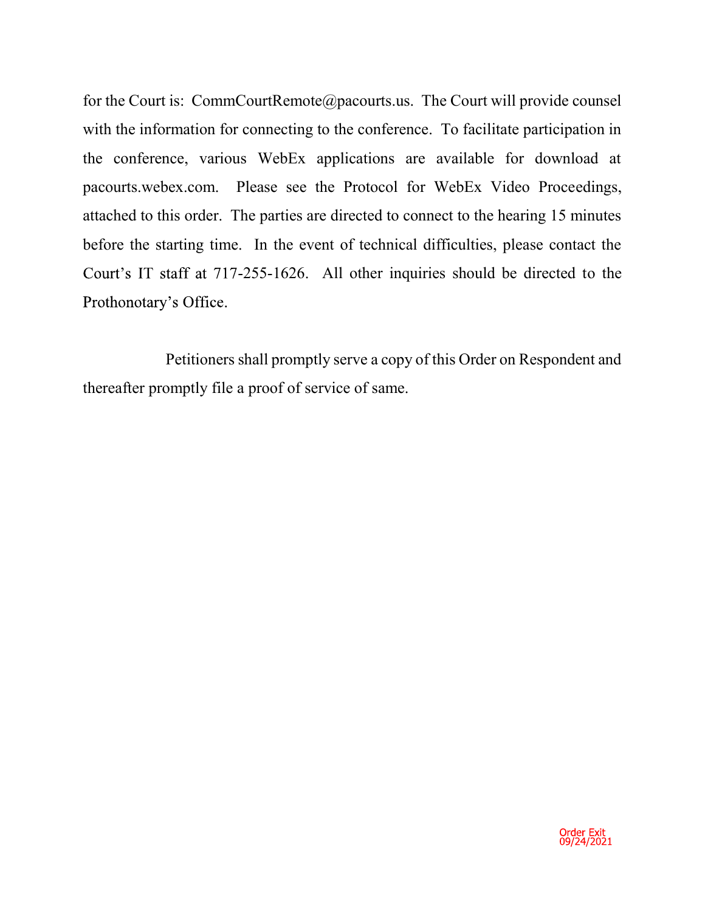for the Court is: CommCourtRemote@pacourts.us. The Court will provide counsel with the information for connecting to the conference. To facilitate participation in the conference, various WebEx applications are available for download at pacourts.webex.com. Please see the Protocol for WebEx Video Proceedings, attached to this order. The parties are directed to connect to the hearing 15 minutes before the starting time. In the event of technical difficulties, please contact the Court's IT staff at 717-255-1626. All other inquiries should be directed to the Prothonotary's Office.

Petitioners shall promptly serve a copy of this Order on Respondent and thereafter promptly file a proof of service of same.

Order Exit
09/24/2021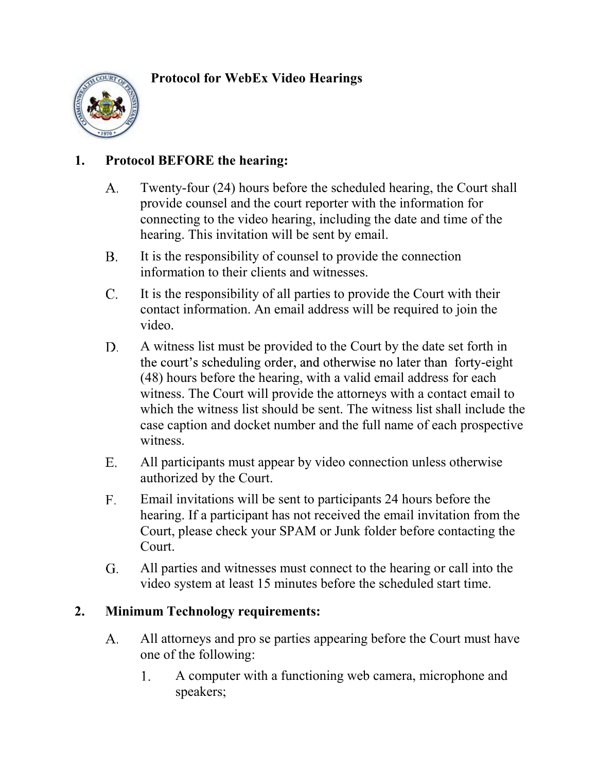# Protocol for WebEx Video Hearings

## 1. Protocol BEFORE the hearing:

A. Twenty-four (24) hours before the scheduled hearing, the Court shall provide counsel and the court reporter with the information for connecting to the video hearing, including the date and time of the hearing. This invitation will be sent by email.

B. It is the responsibility of counsel to provide the connection information to their clients and witnesses.

C. It is the responsibility of all parties to provide the Court with their contact information. An email address will be required to join the video.

D. A witness list must be provided to the Court by the date set forth in the court's scheduling order, and otherwise no later than forty-eight (48) hours before the hearing, with a valid email address for each witness. The Court will provide the attorneys with a contact email to which the witness list should be sent. The witness list shall include the case caption and docket number and the full name of each prospective witness.

E. All participants must appear by video connection unless otherwise authorized by the Court.

F. Email invitations will be sent to participants 24 hours before the hearing. If a participant has not received the email invitation from the Court, please check your SPAM or Junk folder before contacting the Court.

G. All parties and witnesses must connect to the hearing or call into the video system at least 15 minutes before the scheduled start time.

## 2. Minimum Technology requirements:

A. All attorneys and pro se parties appearing before the Court must have one of the following:

1. A computer with a functioning web camera, microphone and speakers;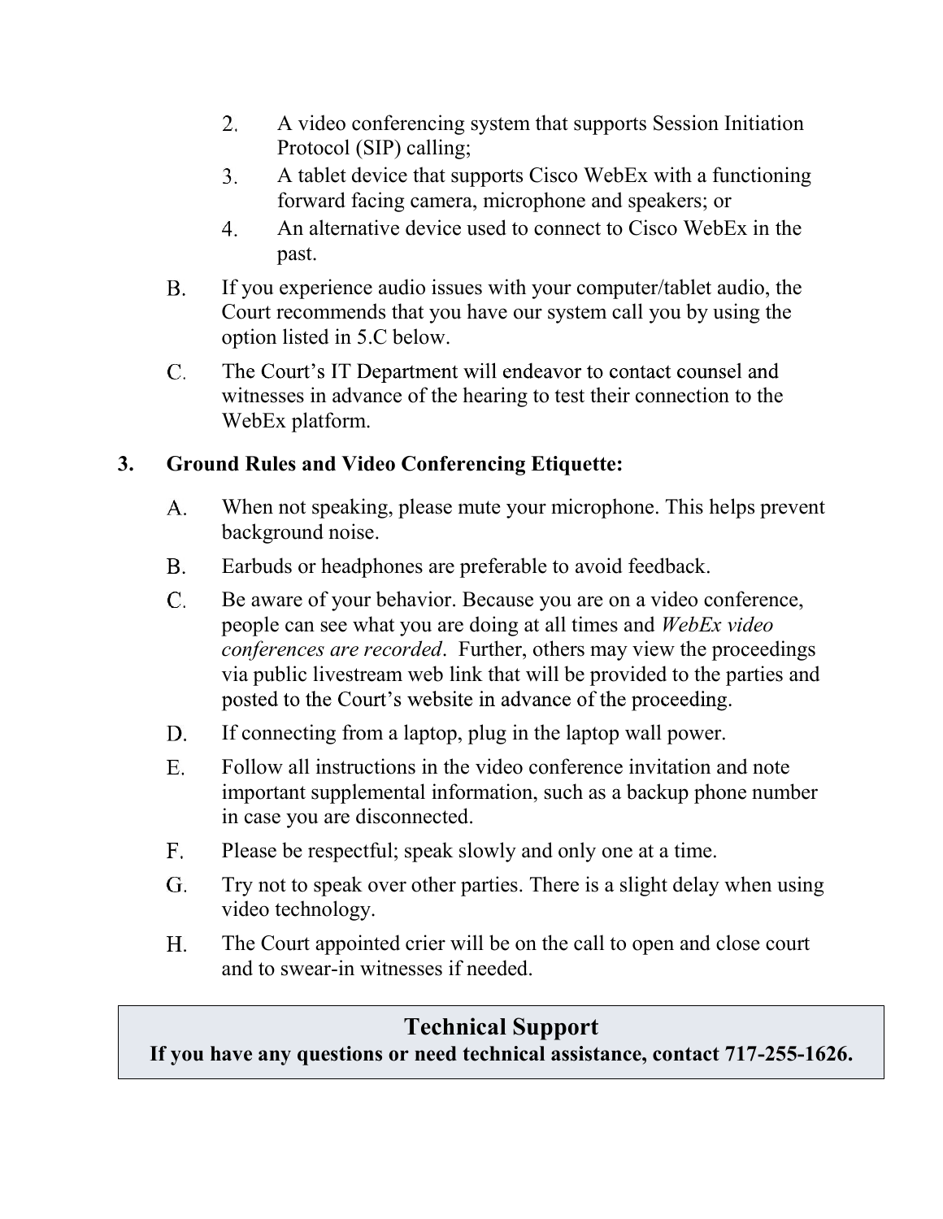2. A video conferencing system that supports Session Initiation Protocol (SIP) calling;
3. A tablet device that supports Cisco WebEx with a functioning forward facing camera, microphone and speakers; or
4. An alternative device used to connect to Cisco WebEx in the past.

B. If you experience audio issues with your computer/tablet audio, the Court recommends that you have our system call you by using the option listed in 5.C below.

C. The Court's IT Department will endeavor to contact counsel and witnesses in advance of the hearing to test their connection to the WebEx platform.

**3. Ground Rules and Video Conferencing Etiquette:**

A. When not speaking, please mute your microphone. This helps prevent background noise.

B. Earbuds or headphones are preferable to avoid feedback.

C. Be aware of your behavior. Because you are on a video conference, people can see what you are doing at all times and *WebEx video conferences are recorded*. Further, others may view the proceedings via public livestream web link that will be provided to the parties and posted to the Court's website in advance of the proceeding.

D. If connecting from a laptop, plug in the laptop wall power.

E. Follow all instructions in the video conference invitation and note important supplemental information, such as a backup phone number in case you are disconnected.

F. Please be respectful; speak slowly and only one at a time.

G. Try not to speak over other parties. There is a slight delay when using video technology.

H. The Court appointed crier will be on the call to open and close court and to swear-in witnesses if needed.

## Technical Support

**If you have any questions or need technical assistance, contact 717-255-1626.**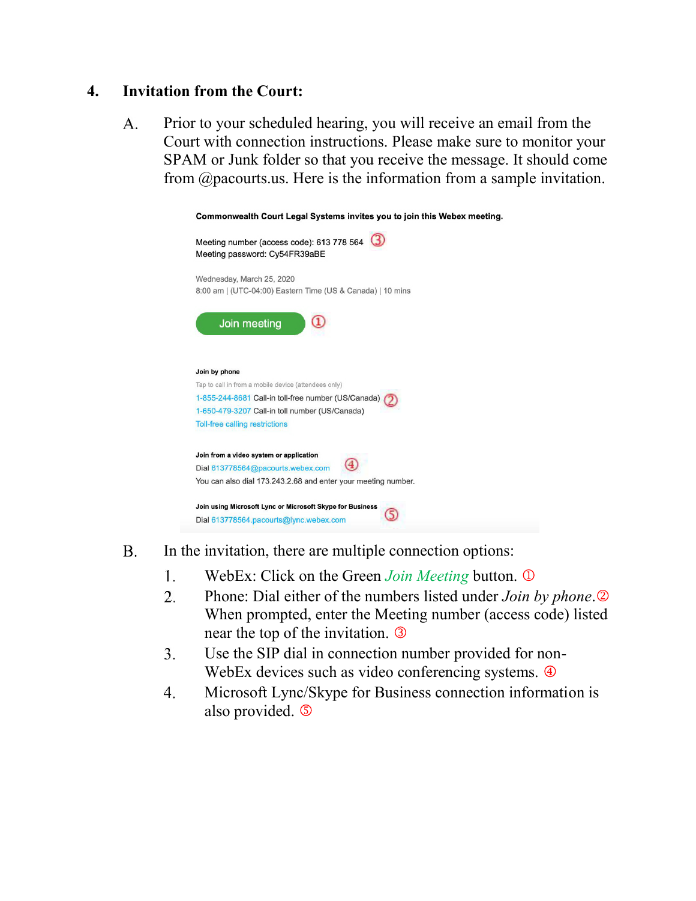## 4. Invitation from the Court:

A. Prior to your scheduled hearing, you will receive an email from the Court with connection instructions. Please make sure to monitor your SPAM or Junk folder so that you receive the message. It should come from @pacourts.us. Here is the information from a sample invitation.

**Commonwealth Court Legal Systems invites you to join this Webex meeting.**

Meeting number (access code): 613 778 564 ③
Meeting password: Cy54FR39aBE

Wednesday, March 25, 2020
8:00 am | (UTC-04:00) Eastern Time (US & Canada) | 10 mins

Join meeting ①

**Join by phone**
Tap to call in from a mobile device (attendees only)
1-855-244-8681 Call-in toll-free number (US/Canada) ②
1-650-479-3207 Call-in toll number (US/Canada)
Toll-free calling restrictions

**Join from a video system or application**
Dial 613778564@pacourts.webex.com ④
You can also dial 173.243.2.68 and enter your meeting number.

**Join using Microsoft Lync or Microsoft Skype for Business**
Dial 613778564.pacourts@lync.webex.com ⑤

B. In the invitation, there are multiple connection options:

1. WebEx: Click on the Green *Join Meeting* button. ①
2. Phone: Dial either of the numbers listed under *Join by phone*.② When prompted, enter the Meeting number (access code) listed near the top of the invitation. ③
3. Use the SIP dial in connection number provided for non-WebEx devices such as video conferencing systems. ④
4. Microsoft Lync/Skype for Business connection information is also provided. ⑤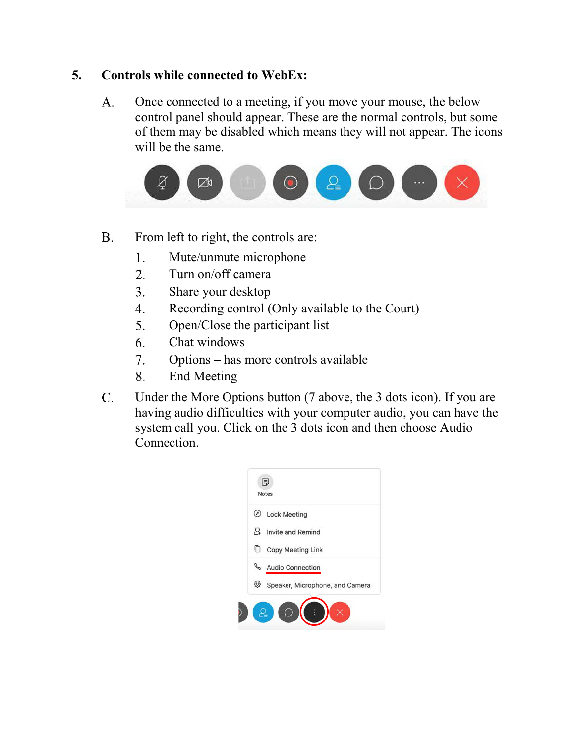## 5. Controls while connected to WebEx:

A. Once connected to a meeting, if you move your mouse, the below control panel should appear. These are the normal controls, but some of them may be disabled which means they will not appear. The icons will be the same.

B. From left to right, the controls are:

1. Mute/unmute microphone
2. Turn on/off camera
3. Share your desktop
4. Recording control (Only available to the Court)
5. Open/Close the participant list
6. Chat windows
7. Options – has more controls available
8. End Meeting

C. Under the More Options button (7 above, the 3 dots icon). If you are having audio difficulties with your computer audio, you can have the system call you. Click on the 3 dots icon and then choose Audio Connection.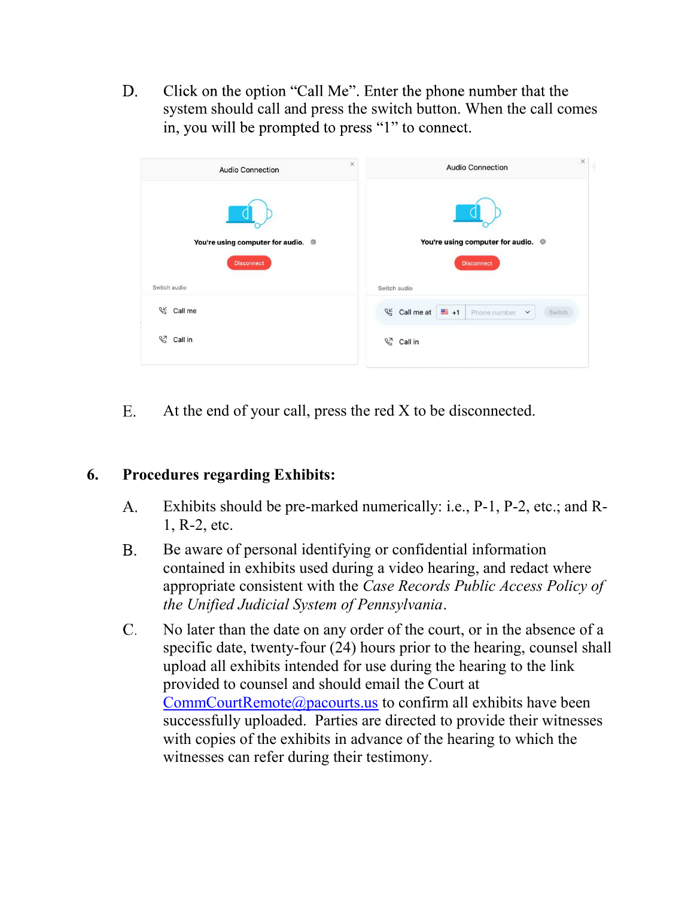D. Click on the option "Call Me". Enter the phone number that the system should call and press the switch button. When the call comes in, you will be prompted to press "1" to connect.

E. At the end of your call, press the red X to be disconnected.

## 6. Procedures regarding Exhibits:

A. Exhibits should be pre-marked numerically: i.e., P-1, P-2, etc.; and R-1, R-2, etc.

B. Be aware of personal identifying or confidential information contained in exhibits used during a video hearing, and redact where appropriate consistent with the *Case Records Public Access Policy of the Unified Judicial System of Pennsylvania*.

C. No later than the date on any order of the court, or in the absence of a specific date, twenty-four (24) hours prior to the hearing, counsel shall upload all exhibits intended for use during the hearing to the link provided to counsel and should email the Court at CommCourtRemote@pacourts.us to confirm all exhibits have been successfully uploaded. Parties are directed to provide their witnesses with copies of the exhibits in advance of the hearing to which the witnesses can refer during their testimony.